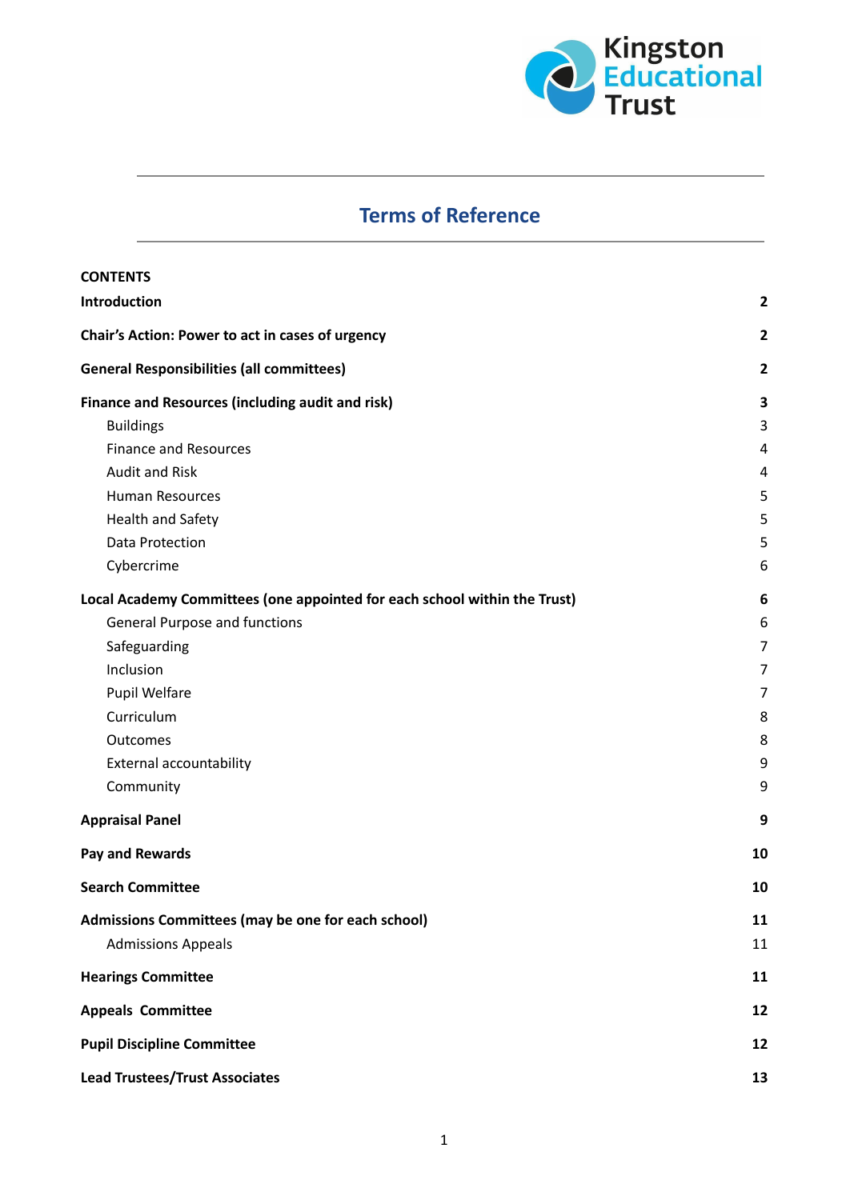Kingston Educational Trust

# Terms of Reference

**CONTENTS**

| | |
|---|---|
| **Introduction** | **2** |
| **Chair's Action: Power to act in cases of urgency** | **2** |
| **General Responsibilities (all committees)** | **2** |
| **Finance and Resources (including audit and risk)** | **3** |
| Buildings | 3 |
| Finance and Resources | 4 |
| Audit and Risk | 4 |
| Human Resources | 5 |
| Health and Safety | 5 |
| Data Protection | 5 |
| Cybercrime | 6 |
| **Local Academy Committees (one appointed for each school within the Trust)** | **6** |
| General Purpose and functions | 6 |
| Safeguarding | 7 |
| Inclusion | 7 |
| Pupil Welfare | 7 |
| Curriculum | 8 |
| Outcomes | 8 |
| External accountability | 9 |
| Community | 9 |
| **Appraisal Panel** | **9** |
| **Pay and Rewards** | **10** |
| **Search Committee** | **10** |
| **Admissions Committees (may be one for each school)** | **11** |
| Admissions Appeals | 11 |
| **Hearings Committee** | **11** |
| **Appeals Committee** | **12** |
| **Pupil Discipline Committee** | **12** |
| **Lead Trustees/Trust Associates** | **13** |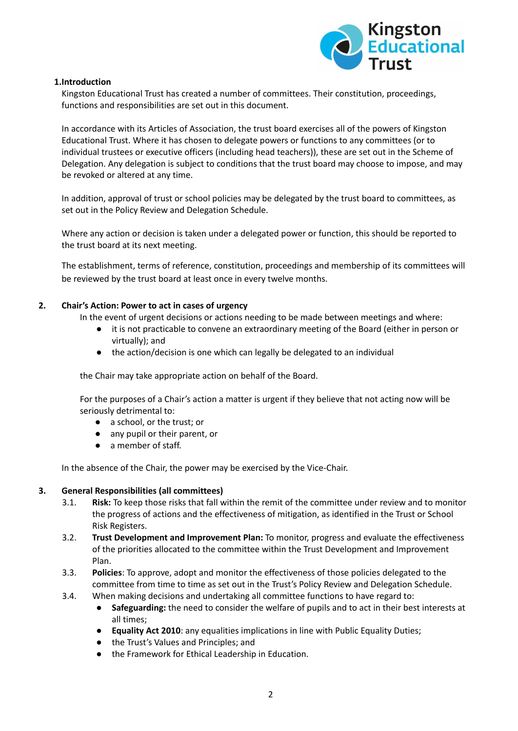## 1. Introduction

Kingston Educational Trust has created a number of committees. Their constitution, proceedings, functions and responsibilities are set out in this document.

In accordance with its Articles of Association, the trust board exercises all of the powers of Kingston Educational Trust. Where it has chosen to delegate powers or functions to any committees (or to individual trustees or executive officers (including head teachers)), these are set out in the Scheme of Delegation. Any delegation is subject to conditions that the trust board may choose to impose, and may be revoked or altered at any time.

In addition, approval of trust or school policies may be delegated by the trust board to committees, as set out in the Policy Review and Delegation Schedule.

Where any action or decision is taken under a delegated power or function, this should be reported to the trust board at its next meeting.

The establishment, terms of reference, constitution, proceedings and membership of its committees will be reviewed by the trust board at least once in every twelve months.

## 2. Chair's Action: Power to act in cases of urgency

In the event of urgent decisions or actions needing to be made between meetings and where:

- it is not practicable to convene an extraordinary meeting of the Board (either in person or virtually); and
- the action/decision is one which can legally be delegated to an individual

the Chair may take appropriate action on behalf of the Board.

For the purposes of a Chair's action a matter is urgent if they believe that not acting now will be seriously detrimental to:

- a school, or the trust; or
- any pupil or their parent, or
- a member of staff.

In the absence of the Chair, the power may be exercised by the Vice-Chair.

## 3. General Responsibilities (all committees)

3.1. **Risk:** To keep those risks that fall within the remit of the committee under review and to monitor the progress of actions and the effectiveness of mitigation, as identified in the Trust or School Risk Registers.

3.2. **Trust Development and Improvement Plan:** To monitor, progress and evaluate the effectiveness of the priorities allocated to the committee within the Trust Development and Improvement Plan.

3.3. **Policies**: To approve, adopt and monitor the effectiveness of those policies delegated to the committee from time to time as set out in the Trust's Policy Review and Delegation Schedule.

3.4. When making decisions and undertaking all committee functions to have regard to:

- **Safeguarding:** the need to consider the welfare of pupils and to act in their best interests at all times;
- **Equality Act 2010**: any equalities implications in line with Public Equality Duties;
- the Trust's Values and Principles; and
- the Framework for Ethical Leadership in Education.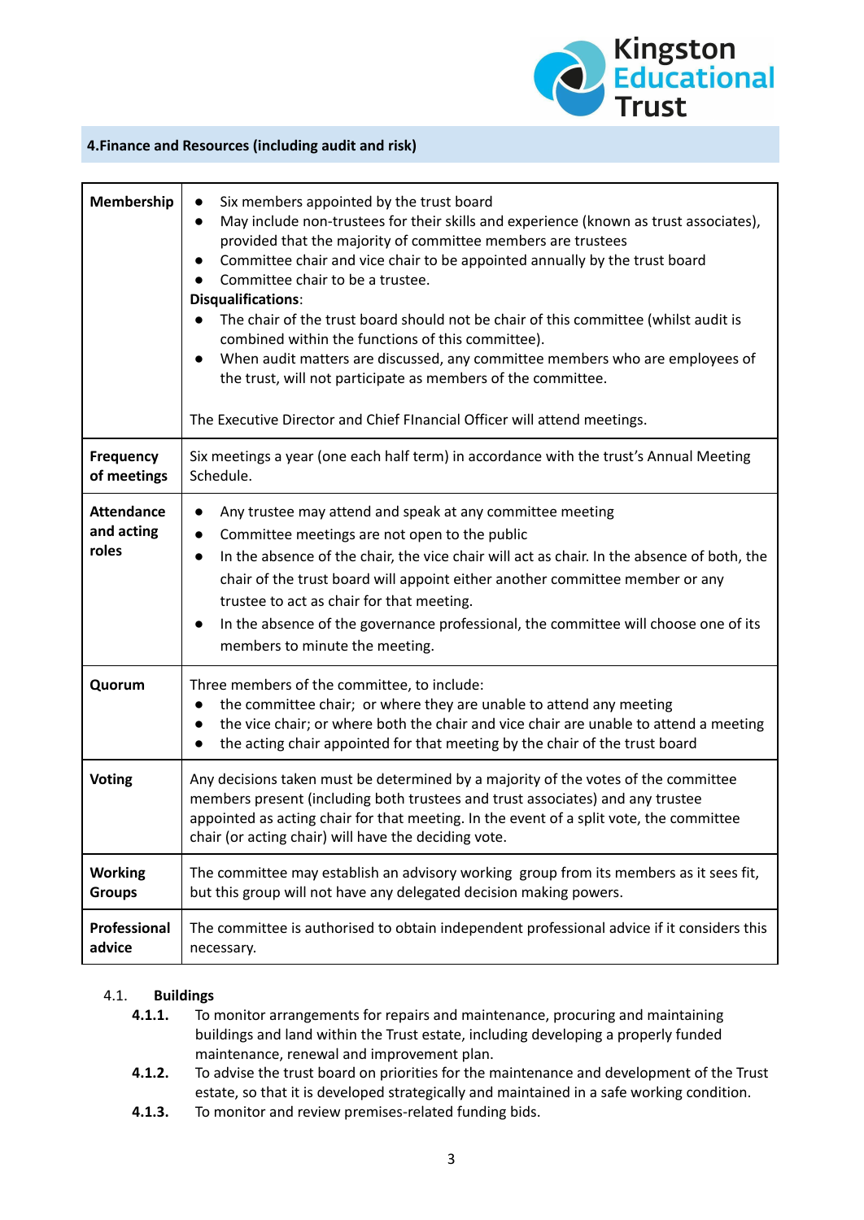## 4.Finance and Resources (including audit and risk)

| | |
|---|---|
| **Membership** | ● Six members appointed by the trust board<br>● May include non-trustees for their skills and experience (known as trust associates), provided that the majority of committee members are trustees<br>● Committee chair and vice chair to be appointed annually by the trust board<br>● Committee chair to be a trustee.<br>**Disqualifications**:<br>● The chair of the trust board should not be chair of this committee (whilst audit is combined within the functions of this committee).<br>● When audit matters are discussed, any committee members who are employees of the trust, will not participate as members of the committee.<br><br>The Executive Director and Chief FInancial Officer will attend meetings. |
| **Frequency of meetings** | Six meetings a year (one each half term) in accordance with the trust's Annual Meeting Schedule. |
| **Attendance and acting roles** | ● Any trustee may attend and speak at any committee meeting<br>● Committee meetings are not open to the public<br>● In the absence of the chair, the vice chair will act as chair. In the absence of both, the chair of the trust board will appoint either another committee member or any trustee to act as chair for that meeting.<br>● In the absence of the governance professional, the committee will choose one of its members to minute the meeting. |
| **Quorum** | Three members of the committee, to include:<br>● the committee chair; or where they are unable to attend any meeting<br>● the vice chair; or where both the chair and vice chair are unable to attend a meeting<br>● the acting chair appointed for that meeting by the chair of the trust board |
| **Voting** | Any decisions taken must be determined by a majority of the votes of the committee members present (including both trustees and trust associates) and any trustee appointed as acting chair for that meeting. In the event of a split vote, the committee chair (or acting chair) will have the deciding vote. |
| **Working Groups** | The committee may establish an advisory working group from its members as it sees fit, but this group will not have any delegated decision making powers. |
| **Professional advice** | The committee is authorised to obtain independent professional advice if it considers this necessary. |

4.1. **Buildings**

- **4.1.1.** To monitor arrangements for repairs and maintenance, procuring and maintaining buildings and land within the Trust estate, including developing a properly funded maintenance, renewal and improvement plan.
- **4.1.2.** To advise the trust board on priorities for the maintenance and development of the Trust estate, so that it is developed strategically and maintained in a safe working condition.
- **4.1.3.** To monitor and review premises-related funding bids.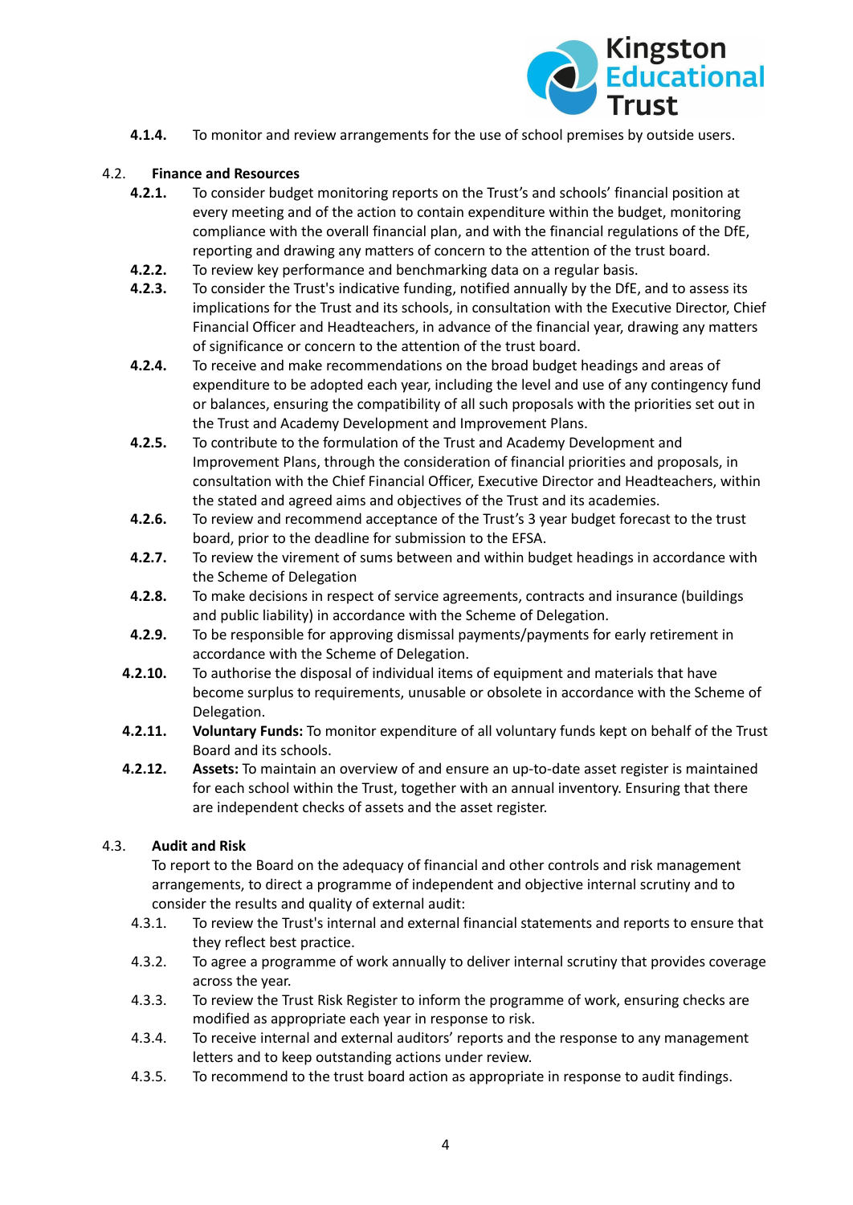**4.1.4.** To monitor and review arrangements for the use of school premises by outside users.

4.2. **Finance and Resources**

**4.2.1.** To consider budget monitoring reports on the Trust's and schools' financial position at every meeting and of the action to contain expenditure within the budget, monitoring compliance with the overall financial plan, and with the financial regulations of the DfE, reporting and drawing any matters of concern to the attention of the trust board.

**4.2.2.** To review key performance and benchmarking data on a regular basis.

**4.2.3.** To consider the Trust's indicative funding, notified annually by the DfE, and to assess its implications for the Trust and its schools, in consultation with the Executive Director, Chief Financial Officer and Headteachers, in advance of the financial year, drawing any matters of significance or concern to the attention of the trust board.

**4.2.4.** To receive and make recommendations on the broad budget headings and areas of expenditure to be adopted each year, including the level and use of any contingency fund or balances, ensuring the compatibility of all such proposals with the priorities set out in the Trust and Academy Development and Improvement Plans.

**4.2.5.** To contribute to the formulation of the Trust and Academy Development and Improvement Plans, through the consideration of financial priorities and proposals, in consultation with the Chief Financial Officer, Executive Director and Headteachers, within the stated and agreed aims and objectives of the Trust and its academies.

**4.2.6.** To review and recommend acceptance of the Trust's 3 year budget forecast to the trust board, prior to the deadline for submission to the EFSA.

**4.2.7.** To review the virement of sums between and within budget headings in accordance with the Scheme of Delegation

**4.2.8.** To make decisions in respect of service agreements, contracts and insurance (buildings and public liability) in accordance with the Scheme of Delegation.

**4.2.9.** To be responsible for approving dismissal payments/payments for early retirement in accordance with the Scheme of Delegation.

**4.2.10.** To authorise the disposal of individual items of equipment and materials that have become surplus to requirements, unusable or obsolete in accordance with the Scheme of Delegation.

**4.2.11.** **Voluntary Funds:** To monitor expenditure of all voluntary funds kept on behalf of the Trust Board and its schools.

**4.2.12.** **Assets:** To maintain an overview of and ensure an up-to-date asset register is maintained for each school within the Trust, together with an annual inventory. Ensuring that there are independent checks of assets and the asset register.

4.3. **Audit and Risk**

To report to the Board on the adequacy of financial and other controls and risk management arrangements, to direct a programme of independent and objective internal scrutiny and to consider the results and quality of external audit:

4.3.1. To review the Trust's internal and external financial statements and reports to ensure that they reflect best practice.

4.3.2. To agree a programme of work annually to deliver internal scrutiny that provides coverage across the year.

4.3.3. To review the Trust Risk Register to inform the programme of work, ensuring checks are modified as appropriate each year in response to risk.

4.3.4. To receive internal and external auditors' reports and the response to any management letters and to keep outstanding actions under review.

4.3.5. To recommend to the trust board action as appropriate in response to audit findings.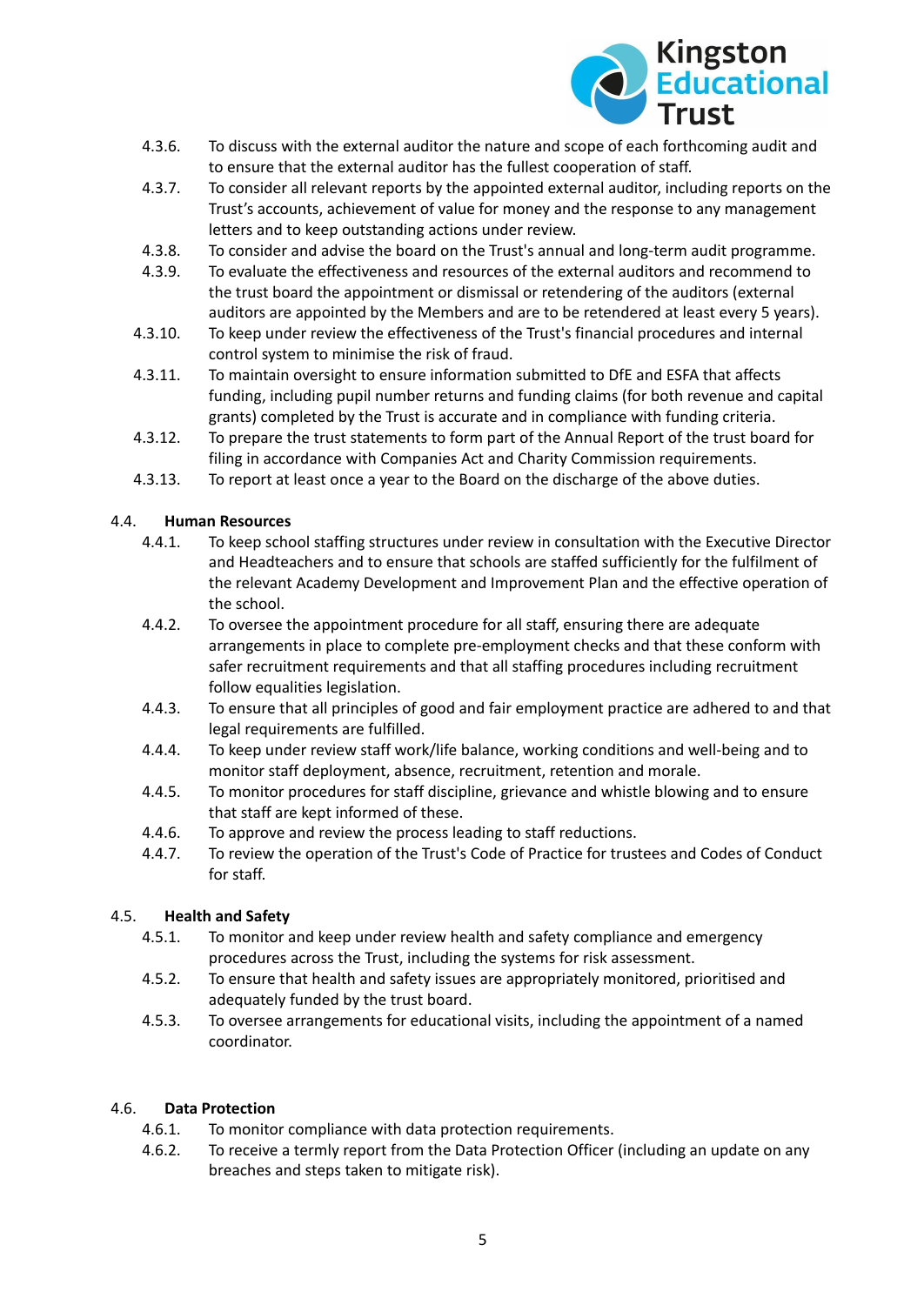4.3.6. To discuss with the external auditor the nature and scope of each forthcoming audit and to ensure that the external auditor has the fullest cooperation of staff.

4.3.7. To consider all relevant reports by the appointed external auditor, including reports on the Trust's accounts, achievement of value for money and the response to any management letters and to keep outstanding actions under review.

4.3.8. To consider and advise the board on the Trust's annual and long-term audit programme.

4.3.9. To evaluate the effectiveness and resources of the external auditors and recommend to the trust board the appointment or dismissal or retendering of the auditors (external auditors are appointed by the Members and are to be retendered at least every 5 years).

4.3.10. To keep under review the effectiveness of the Trust's financial procedures and internal control system to minimise the risk of fraud.

4.3.11. To maintain oversight to ensure information submitted to DfE and ESFA that affects funding, including pupil number returns and funding claims (for both revenue and capital grants) completed by the Trust is accurate and in compliance with funding criteria.

4.3.12. To prepare the trust statements to form part of the Annual Report of the trust board for filing in accordance with Companies Act and Charity Commission requirements.

4.3.13. To report at least once a year to the Board on the discharge of the above duties.

4.4. **Human Resources**

4.4.1. To keep school staffing structures under review in consultation with the Executive Director and Headteachers and to ensure that schools are staffed sufficiently for the fulfilment of the relevant Academy Development and Improvement Plan and the effective operation of the school.

4.4.2. To oversee the appointment procedure for all staff, ensuring there are adequate arrangements in place to complete pre-employment checks and that these conform with safer recruitment requirements and that all staffing procedures including recruitment follow equalities legislation.

4.4.3. To ensure that all principles of good and fair employment practice are adhered to and that legal requirements are fulfilled.

4.4.4. To keep under review staff work/life balance, working conditions and well-being and to monitor staff deployment, absence, recruitment, retention and morale.

4.4.5. To monitor procedures for staff discipline, grievance and whistle blowing and to ensure that staff are kept informed of these.

4.4.6. To approve and review the process leading to staff reductions.

4.4.7. To review the operation of the Trust's Code of Practice for trustees and Codes of Conduct for staff.

4.5. **Health and Safety**

4.5.1. To monitor and keep under review health and safety compliance and emergency procedures across the Trust, including the systems for risk assessment.

4.5.2. To ensure that health and safety issues are appropriately monitored, prioritised and adequately funded by the trust board.

4.5.3. To oversee arrangements for educational visits, including the appointment of a named coordinator.

4.6. **Data Protection**

4.6.1. To monitor compliance with data protection requirements.

4.6.2. To receive a termly report from the Data Protection Officer (including an update on any breaches and steps taken to mitigate risk).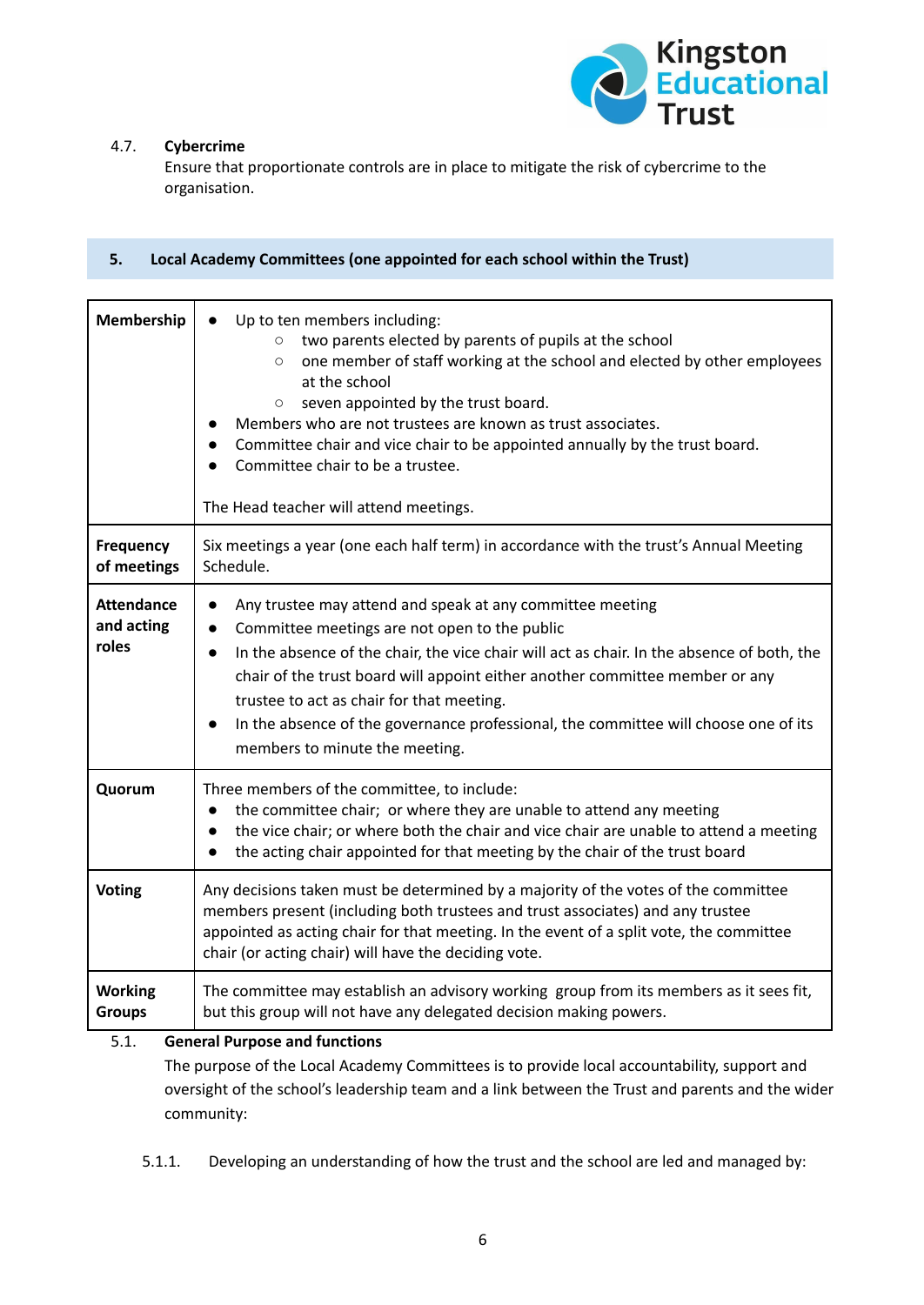4.7. **Cybercrime**
Ensure that proportionate controls are in place to mitigate the risk of cybercrime to the organisation.

## 5. Local Academy Committees (one appointed for each school within the Trust)

| | |
|---|---|
| **Membership** | • Up to ten members including:<br>  ○ two parents elected by parents of pupils at the school<br>  ○ one member of staff working at the school and elected by other employees at the school<br>  ○ seven appointed by the trust board.<br>• Members who are not trustees are known as trust associates.<br>• Committee chair and vice chair to be appointed annually by the trust board.<br>• Committee chair to be a trustee.<br><br>The Head teacher will attend meetings. |
| **Frequency of meetings** | Six meetings a year (one each half term) in accordance with the trust's Annual Meeting Schedule. |
| **Attendance and acting roles** | • Any trustee may attend and speak at any committee meeting<br>• Committee meetings are not open to the public<br>• In the absence of the chair, the vice chair will act as chair. In the absence of both, the chair of the trust board will appoint either another committee member or any trustee to act as chair for that meeting.<br>• In the absence of the governance professional, the committee will choose one of its members to minute the meeting. |
| **Quorum** | Three members of the committee, to include:<br>• the committee chair; or where they are unable to attend any meeting<br>• the vice chair; or where both the chair and vice chair are unable to attend a meeting<br>• the acting chair appointed for that meeting by the chair of the trust board |
| **Voting** | Any decisions taken must be determined by a majority of the votes of the committee members present (including both trustees and trust associates) and any trustee appointed as acting chair for that meeting. In the event of a split vote, the committee chair (or acting chair) will have the deciding vote. |
| **Working Groups** | The committee may establish an advisory working group from its members as it sees fit, but this group will not have any delegated decision making powers. |

5.1. **General Purpose and functions**
The purpose of the Local Academy Committees is to provide local accountability, support and oversight of the school's leadership team and a link between the Trust and parents and the wider community:

5.1.1. Developing an understanding of how the trust and the school are led and managed by: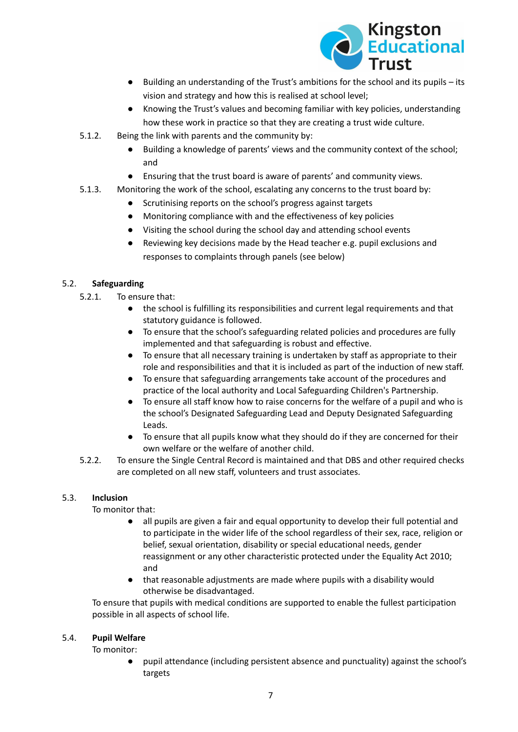- Building an understanding of the Trust's ambitions for the school and its pupils – its vision and strategy and how this is realised at school level;
- Knowing the Trust's values and becoming familiar with key policies, understanding how these work in practice so that they are creating a trust wide culture.

5.1.2. Being the link with parents and the community by:

- Building a knowledge of parents' views and the community context of the school; and
- Ensuring that the trust board is aware of parents' and community views.

5.1.3. Monitoring the work of the school, escalating any concerns to the trust board by:

- Scrutinising reports on the school's progress against targets
- Monitoring compliance with and the effectiveness of key policies
- Visiting the school during the school day and attending school events
- Reviewing key decisions made by the Head teacher e.g. pupil exclusions and responses to complaints through panels (see below)

## 5.2. **Safeguarding**

5.2.1. To ensure that:

- the school is fulfilling its responsibilities and current legal requirements and that statutory guidance is followed.
- To ensure that the school's safeguarding related policies and procedures are fully implemented and that safeguarding is robust and effective.
- To ensure that all necessary training is undertaken by staff as appropriate to their role and responsibilities and that it is included as part of the induction of new staff.
- To ensure that safeguarding arrangements take account of the procedures and practice of the local authority and Local Safeguarding Children's Partnership.
- To ensure all staff know how to raise concerns for the welfare of a pupil and who is the school's Designated Safeguarding Lead and Deputy Designated Safeguarding Leads.
- To ensure that all pupils know what they should do if they are concerned for their own welfare or the welfare of another child.

5.2.2. To ensure the Single Central Record is maintained and that DBS and other required checks are completed on all new staff, volunteers and trust associates.

## 5.3. **Inclusion**

To monitor that:

- all pupils are given a fair and equal opportunity to develop their full potential and to participate in the wider life of the school regardless of their sex, race, religion or belief, sexual orientation, disability or special educational needs, gender reassignment or any other characteristic protected under the Equality Act 2010; and
- that reasonable adjustments are made where pupils with a disability would otherwise be disadvantaged.

To ensure that pupils with medical conditions are supported to enable the fullest participation possible in all aspects of school life.

## 5.4. **Pupil Welfare**

To monitor:

- pupil attendance (including persistent absence and punctuality) against the school's targets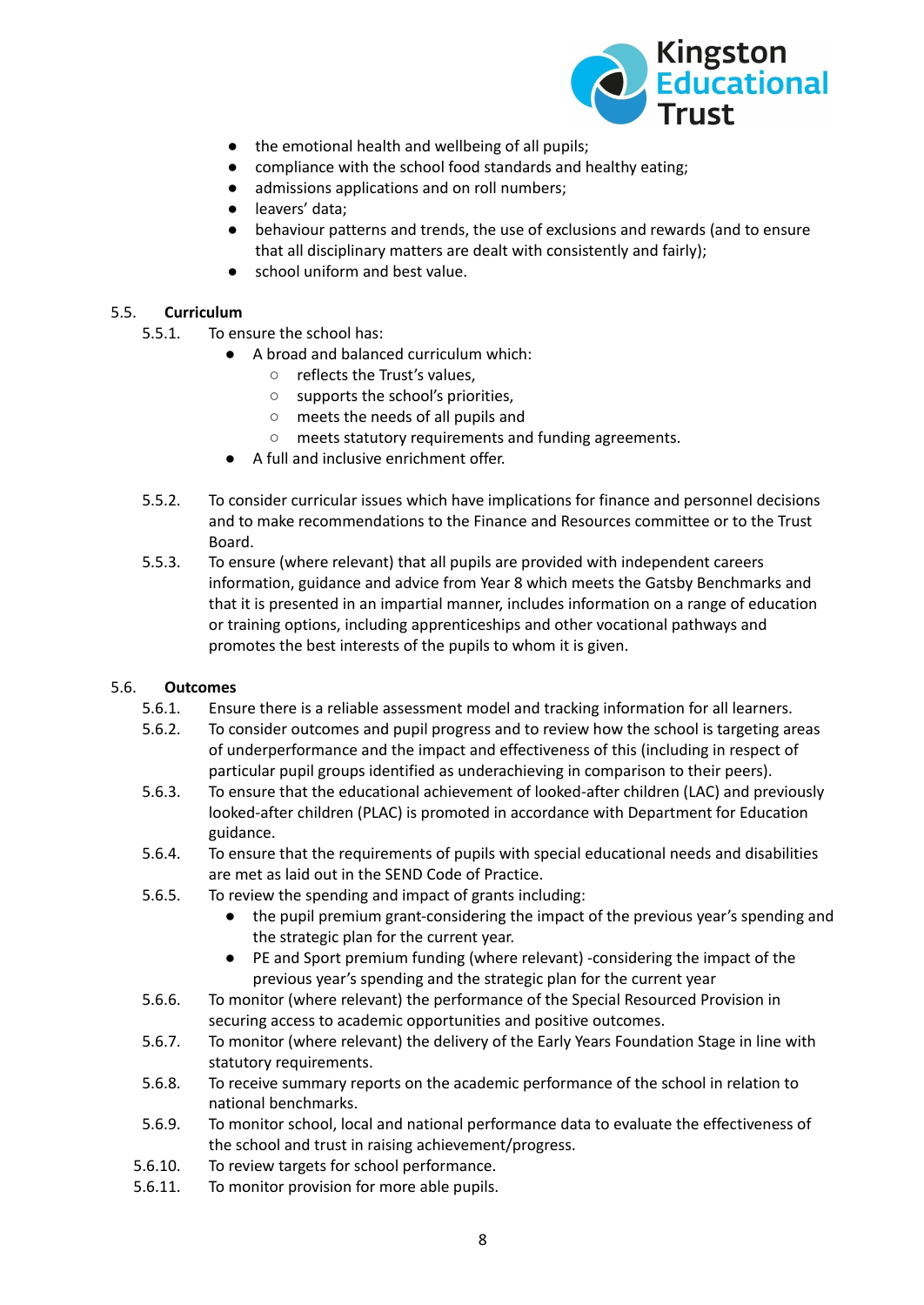- the emotional health and wellbeing of all pupils;
- compliance with the school food standards and healthy eating;
- admissions applications and on roll numbers;
- leavers' data;
- behaviour patterns and trends, the use of exclusions and rewards (and to ensure that all disciplinary matters are dealt with consistently and fairly);
- school uniform and best value.

5.5. **Curriculum**

5.5.1. To ensure the school has:

- A broad and balanced curriculum which:
  - reflects the Trust's values,
  - supports the school's priorities,
  - meets the needs of all pupils and
  - meets statutory requirements and funding agreements.
- A full and inclusive enrichment offer.

5.5.2. To consider curricular issues which have implications for finance and personnel decisions and to make recommendations to the Finance and Resources committee or to the Trust Board.

5.5.3. To ensure (where relevant) that all pupils are provided with independent careers information, guidance and advice from Year 8 which meets the Gatsby Benchmarks and that it is presented in an impartial manner, includes information on a range of education or training options, including apprenticeships and other vocational pathways and promotes the best interests of the pupils to whom it is given.

5.6. **Outcomes**

5.6.1. Ensure there is a reliable assessment model and tracking information for all learners.

5.6.2. To consider outcomes and pupil progress and to review how the school is targeting areas of underperformance and the impact and effectiveness of this (including in respect of particular pupil groups identified as underachieving in comparison to their peers).

5.6.3. To ensure that the educational achievement of looked-after children (LAC) and previously looked-after children (PLAC) is promoted in accordance with Department for Education guidance.

5.6.4. To ensure that the requirements of pupils with special educational needs and disabilities are met as laid out in the SEND Code of Practice.

5.6.5. To review the spending and impact of grants including:

- the pupil premium grant-considering the impact of the previous year's spending and the strategic plan for the current year.
- PE and Sport premium funding (where relevant) -considering the impact of the previous year's spending and the strategic plan for the current year

5.6.6. To monitor (where relevant) the performance of the Special Resourced Provision in securing access to academic opportunities and positive outcomes.

5.6.7. To monitor (where relevant) the delivery of the Early Years Foundation Stage in line with statutory requirements.

5.6.8. To receive summary reports on the academic performance of the school in relation to national benchmarks.

5.6.9. To monitor school, local and national performance data to evaluate the effectiveness of the school and trust in raising achievement/progress.

5.6.10. To review targets for school performance.

5.6.11. To monitor provision for more able pupils.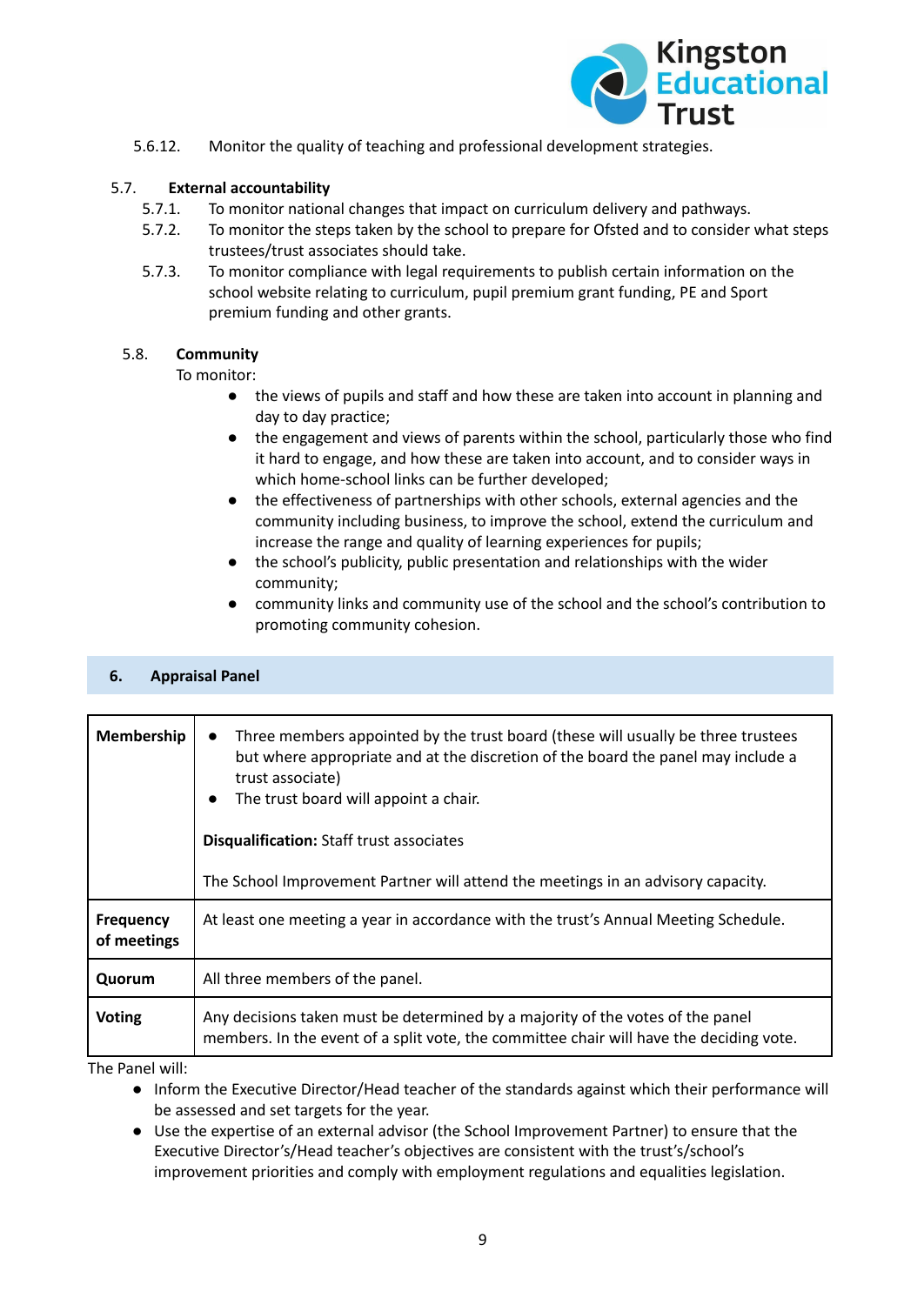5.6.12. Monitor the quality of teaching and professional development strategies.

5.7. **External accountability**

5.7.1. To monitor national changes that impact on curriculum delivery and pathways.

5.7.2. To monitor the steps taken by the school to prepare for Ofsted and to consider what steps trustees/trust associates should take.

5.7.3. To monitor compliance with legal requirements to publish certain information on the school website relating to curriculum, pupil premium grant funding, PE and Sport premium funding and other grants.

5.8. **Community**

To monitor:

- the views of pupils and staff and how these are taken into account in planning and day to day practice;
- the engagement and views of parents within the school, particularly those who find it hard to engage, and how these are taken into account, and to consider ways in which home-school links can be further developed;
- the effectiveness of partnerships with other schools, external agencies and the community including business, to improve the school, extend the curriculum and increase the range and quality of learning experiences for pupils;
- the school's publicity, public presentation and relationships with the wider community;
- community links and community use of the school and the school's contribution to promoting community cohesion.

## 6. Appraisal Panel

| | |
|---|---|
| **Membership** | • Three members appointed by the trust board (these will usually be three trustees but where appropriate and at the discretion of the board the panel may include a trust associate)<br>• The trust board will appoint a chair.<br><br>**Disqualification:** Staff trust associates<br><br>The School Improvement Partner will attend the meetings in an advisory capacity. |
| **Frequency of meetings** | At least one meeting a year in accordance with the trust's Annual Meeting Schedule. |
| **Quorum** | All three members of the panel. |
| **Voting** | Any decisions taken must be determined by a majority of the votes of the panel members. In the event of a split vote, the committee chair will have the deciding vote. |

The Panel will:

- Inform the Executive Director/Head teacher of the standards against which their performance will be assessed and set targets for the year.
- Use the expertise of an external advisor (the School Improvement Partner) to ensure that the Executive Director's/Head teacher's objectives are consistent with the trust's/school's improvement priorities and comply with employment regulations and equalities legislation.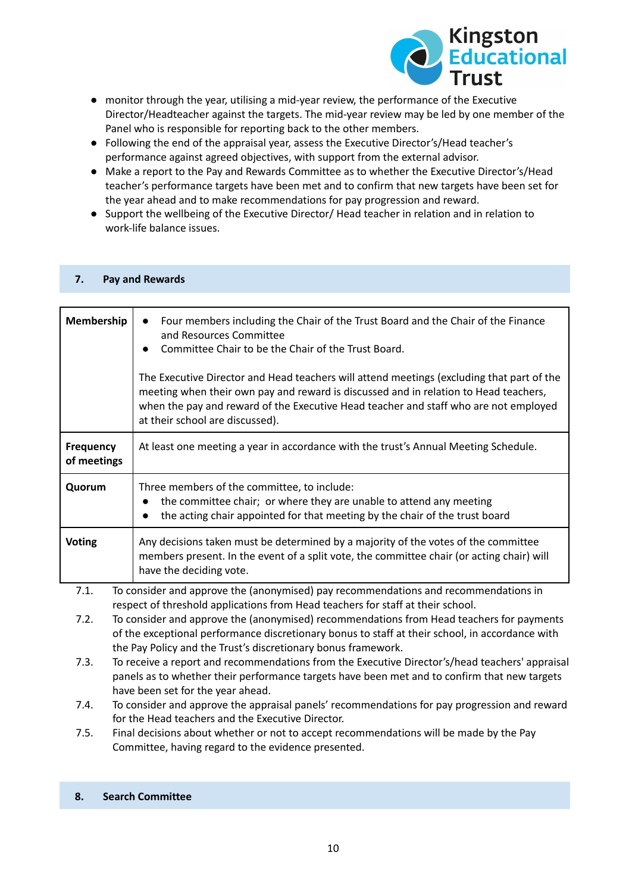- monitor through the year, utilising a mid-year review, the performance of the Executive Director/Headteacher against the targets. The mid-year review may be led by one member of the Panel who is responsible for reporting back to the other members.
- Following the end of the appraisal year, assess the Executive Director's/Head teacher's performance against agreed objectives, with support from the external advisor.
- Make a report to the Pay and Rewards Committee as to whether the Executive Director's/Head teacher's performance targets have been met and to confirm that new targets have been set for the year ahead and to make recommendations for pay progression and reward.
- Support the wellbeing of the Executive Director/ Head teacher in relation and in relation to work-life balance issues.

## 7. Pay and Rewards

| | |
|---|---|
| **Membership** | • Four members including the Chair of the Trust Board and the Chair of the Finance and Resources Committee<br>• Committee Chair to be the Chair of the Trust Board.<br><br>The Executive Director and Head teachers will attend meetings (excluding that part of the meeting when their own pay and reward is discussed and in relation to Head teachers, when the pay and reward of the Executive Head teacher and staff who are not employed at their school are discussed). |
| **Frequency of meetings** | At least one meeting a year in accordance with the trust's Annual Meeting Schedule. |
| **Quorum** | Three members of the committee, to include:<br>• the committee chair; or where they are unable to attend any meeting<br>• the acting chair appointed for that meeting by the chair of the trust board |
| **Voting** | Any decisions taken must be determined by a majority of the votes of the committee members present. In the event of a split vote, the committee chair (or acting chair) will have the deciding vote. |

7.1. To consider and approve the (anonymised) pay recommendations and recommendations in respect of threshold applications from Head teachers for staff at their school.

7.2. To consider and approve the (anonymised) recommendations from Head teachers for payments of the exceptional performance discretionary bonus to staff at their school, in accordance with the Pay Policy and the Trust's discretionary bonus framework.

7.3. To receive a report and recommendations from the Executive Director's/head teachers' appraisal panels as to whether their performance targets have been met and to confirm that new targets have been set for the year ahead.

7.4. To consider and approve the appraisal panels' recommendations for pay progression and reward for the Head teachers and the Executive Director.

7.5. Final decisions about whether or not to accept recommendations will be made by the Pay Committee, having regard to the evidence presented.

## 8. Search Committee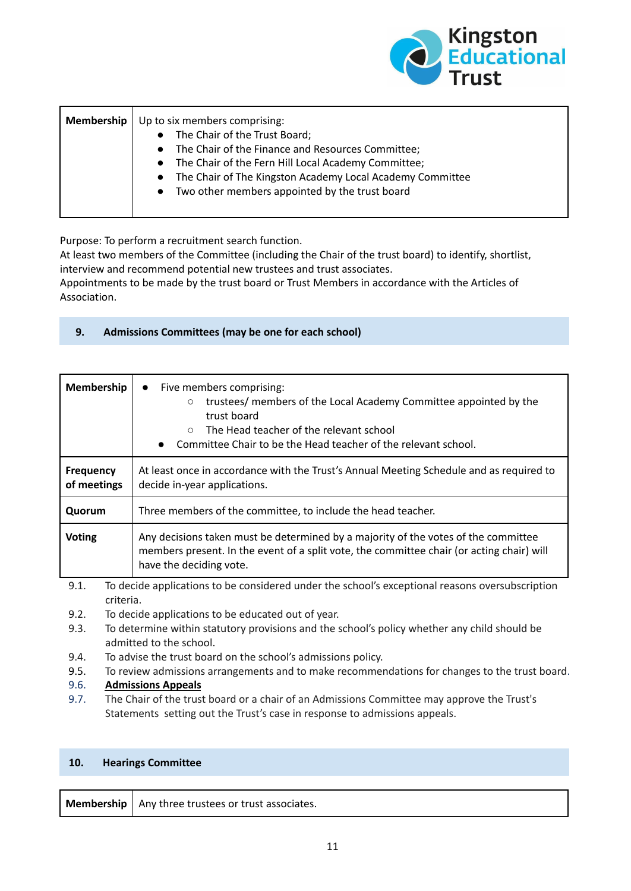| Membership | Up to six members comprising:<br>• The Chair of the Trust Board;<br>• The Chair of the Finance and Resources Committee;<br>• The Chair of the Fern Hill Local Academy Committee;<br>• The Chair of The Kingston Academy Local Academy Committee<br>• Two other members appointed by the trust board |
|---|---|

Purpose: To perform a recruitment search function.
At least two members of the Committee (including the Chair of the trust board) to identify, shortlist, interview and recommend potential new trustees and trust associates.
Appointments to be made by the trust board or Trust Members in accordance with the Articles of Association.

## 9. Admissions Committees (may be one for each school)

| Membership | • Five members comprising:<br>  ○ trustees/ members of the Local Academy Committee appointed by the trust board<br>  ○ The Head teacher of the relevant school<br>• Committee Chair to be the Head teacher of the relevant school. |
|---|---|
| Frequency of meetings | At least once in accordance with the Trust's Annual Meeting Schedule and as required to decide in-year applications. |
| Quorum | Three members of the committee, to include the head teacher. |
| Voting | Any decisions taken must be determined by a majority of the votes of the committee members present. In the event of a split vote, the committee chair (or acting chair) will have the deciding vote. |

9.1. To decide applications to be considered under the school's exceptional reasons oversubscription criteria.
9.2. To decide applications to be educated out of year.
9.3. To determine within statutory provisions and the school's policy whether any child should be admitted to the school.
9.4. To advise the trust board on the school's admissions policy.
9.5. To review admissions arrangements and to make recommendations for changes to the trust board.
9.6. **Admissions Appeals**
9.7. The Chair of the trust board or a chair of an Admissions Committee may approve the Trust's Statements setting out the Trust's case in response to admissions appeals.

## 10. Hearings Committee

| Membership | Any three trustees or trust associates. |
|---|---|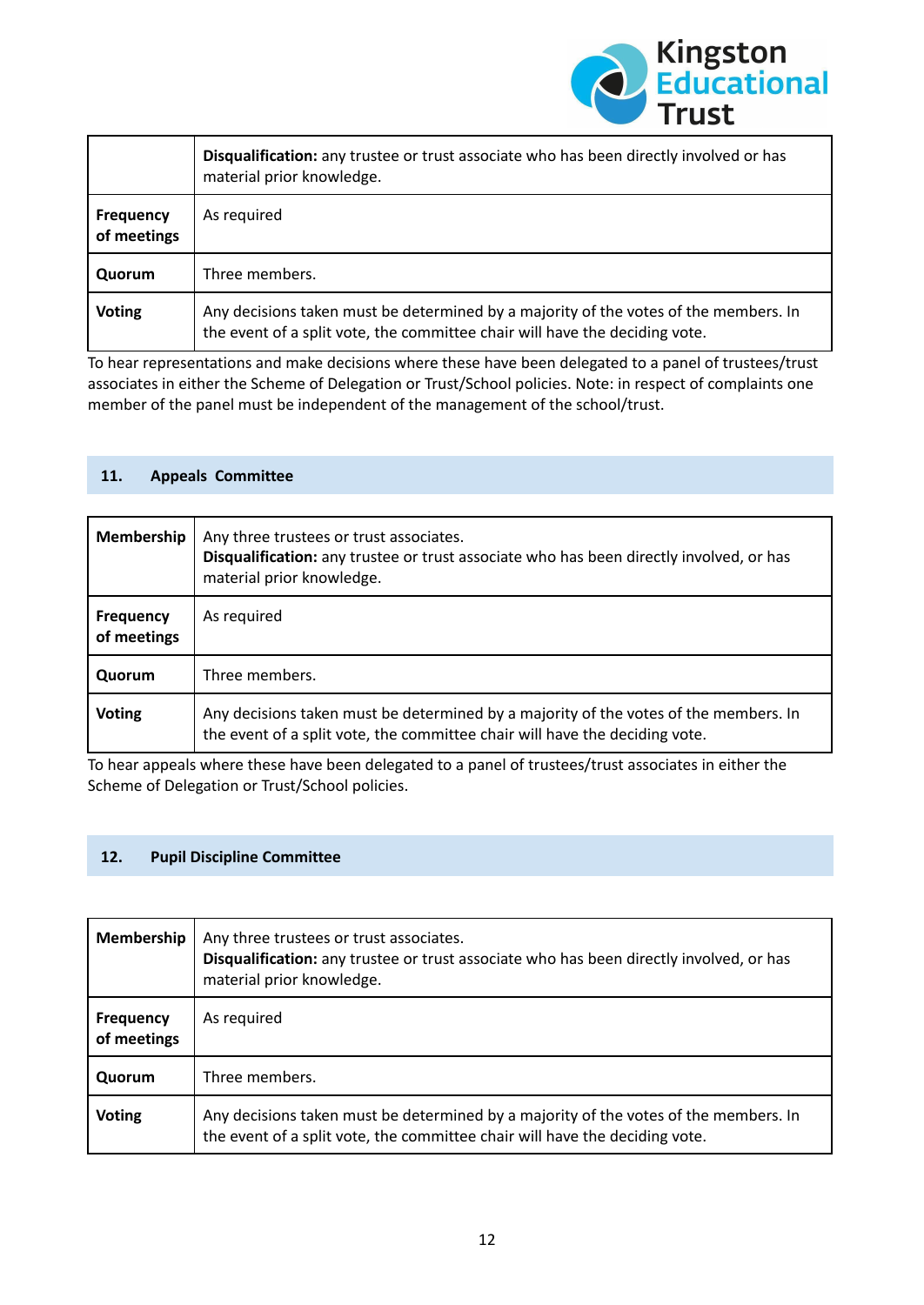| | |
|---|---|
| | **Disqualification:** any trustee or trust associate who has been directly involved or has material prior knowledge. |
| **Frequency of meetings** | As required |
| **Quorum** | Three members. |
| **Voting** | Any decisions taken must be determined by a majority of the votes of the members. In the event of a split vote, the committee chair will have the deciding vote. |

To hear representations and make decisions where these have been delegated to a panel of trustees/trust associates in either the Scheme of Delegation or Trust/School policies. Note: in respect of complaints one member of the panel must be independent of the management of the school/trust.

## 11. Appeals Committee

| | |
|---|---|
| **Membership** | Any three trustees or trust associates.<br>**Disqualification:** any trustee or trust associate who has been directly involved, or has material prior knowledge. |
| **Frequency of meetings** | As required |
| **Quorum** | Three members. |
| **Voting** | Any decisions taken must be determined by a majority of the votes of the members. In the event of a split vote, the committee chair will have the deciding vote. |

To hear appeals where these have been delegated to a panel of trustees/trust associates in either the Scheme of Delegation or Trust/School policies.

## 12. Pupil Discipline Committee

| | |
|---|---|
| **Membership** | Any three trustees or trust associates.<br>**Disqualification:** any trustee or trust associate who has been directly involved, or has material prior knowledge. |
| **Frequency of meetings** | As required |
| **Quorum** | Three members. |
| **Voting** | Any decisions taken must be determined by a majority of the votes of the members. In the event of a split vote, the committee chair will have the deciding vote. |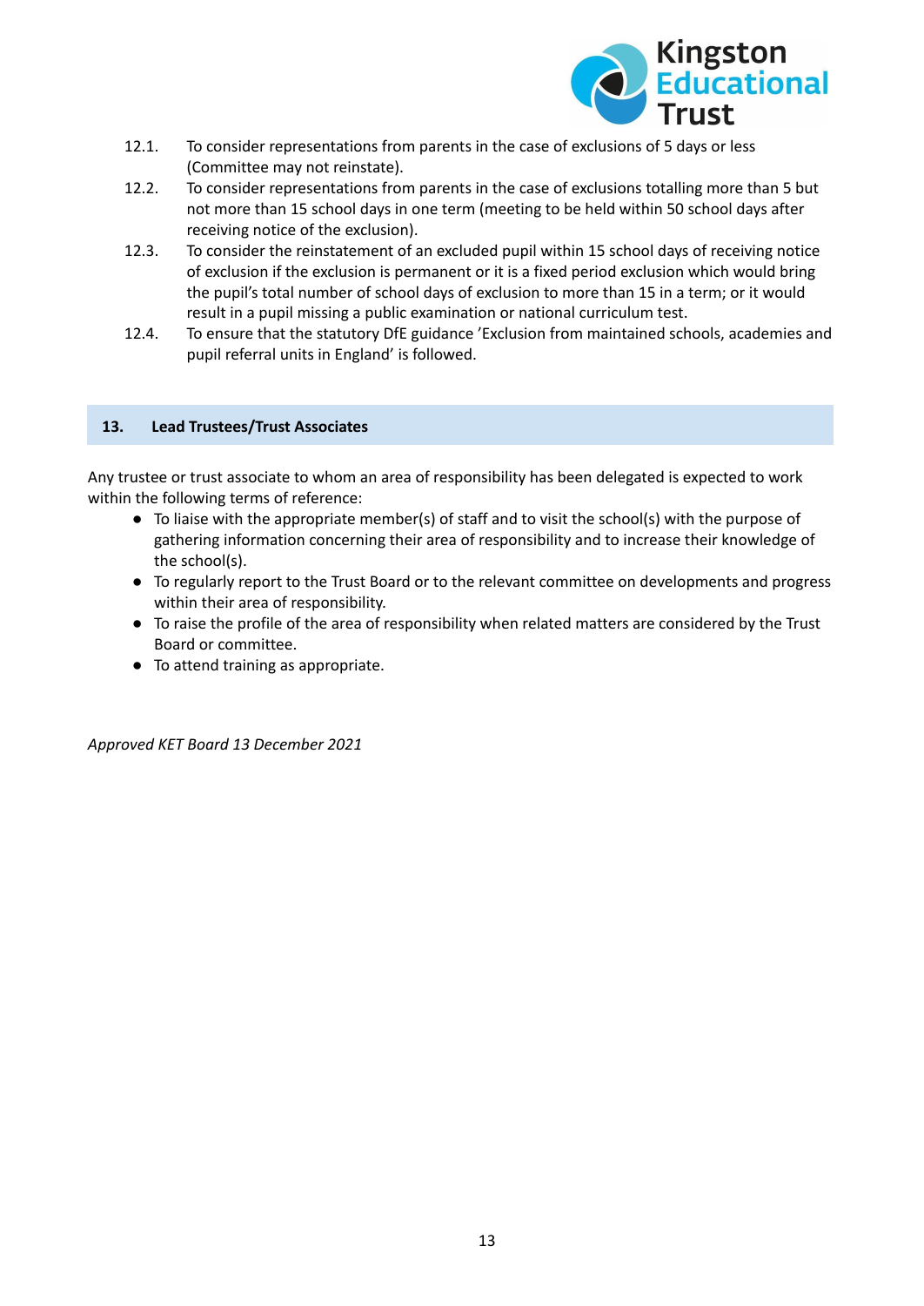12.1. To consider representations from parents in the case of exclusions of 5 days or less (Committee may not reinstate).

12.2. To consider representations from parents in the case of exclusions totalling more than 5 but not more than 15 school days in one term (meeting to be held within 50 school days after receiving notice of the exclusion).

12.3. To consider the reinstatement of an excluded pupil within 15 school days of receiving notice of exclusion if the exclusion is permanent or it is a fixed period exclusion which would bring the pupil's total number of school days of exclusion to more than 15 in a term; or it would result in a pupil missing a public examination or national curriculum test.

12.4. To ensure that the statutory DfE guidance 'Exclusion from maintained schools, academies and pupil referral units in England' is followed.

## 13. Lead Trustees/Trust Associates

Any trustee or trust associate to whom an area of responsibility has been delegated is expected to work within the following terms of reference:

- To liaise with the appropriate member(s) of staff and to visit the school(s) with the purpose of gathering information concerning their area of responsibility and to increase their knowledge of the school(s).
- To regularly report to the Trust Board or to the relevant committee on developments and progress within their area of responsibility.
- To raise the profile of the area of responsibility when related matters are considered by the Trust Board or committee.
- To attend training as appropriate.

*Approved KET Board 13 December 2021*